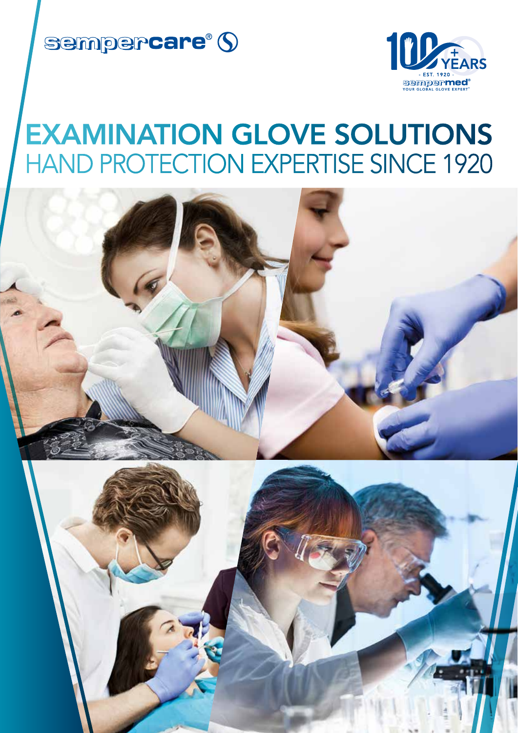sempercare®

100+ YEARS
- EST. 1920 -
sempermed®
YOUR GLOBAL GLOVE EXPERT™

# EXAMINATION GLOVE SOLUTIONS
## HAND PROTECTION EXPERTISE SINCE 1920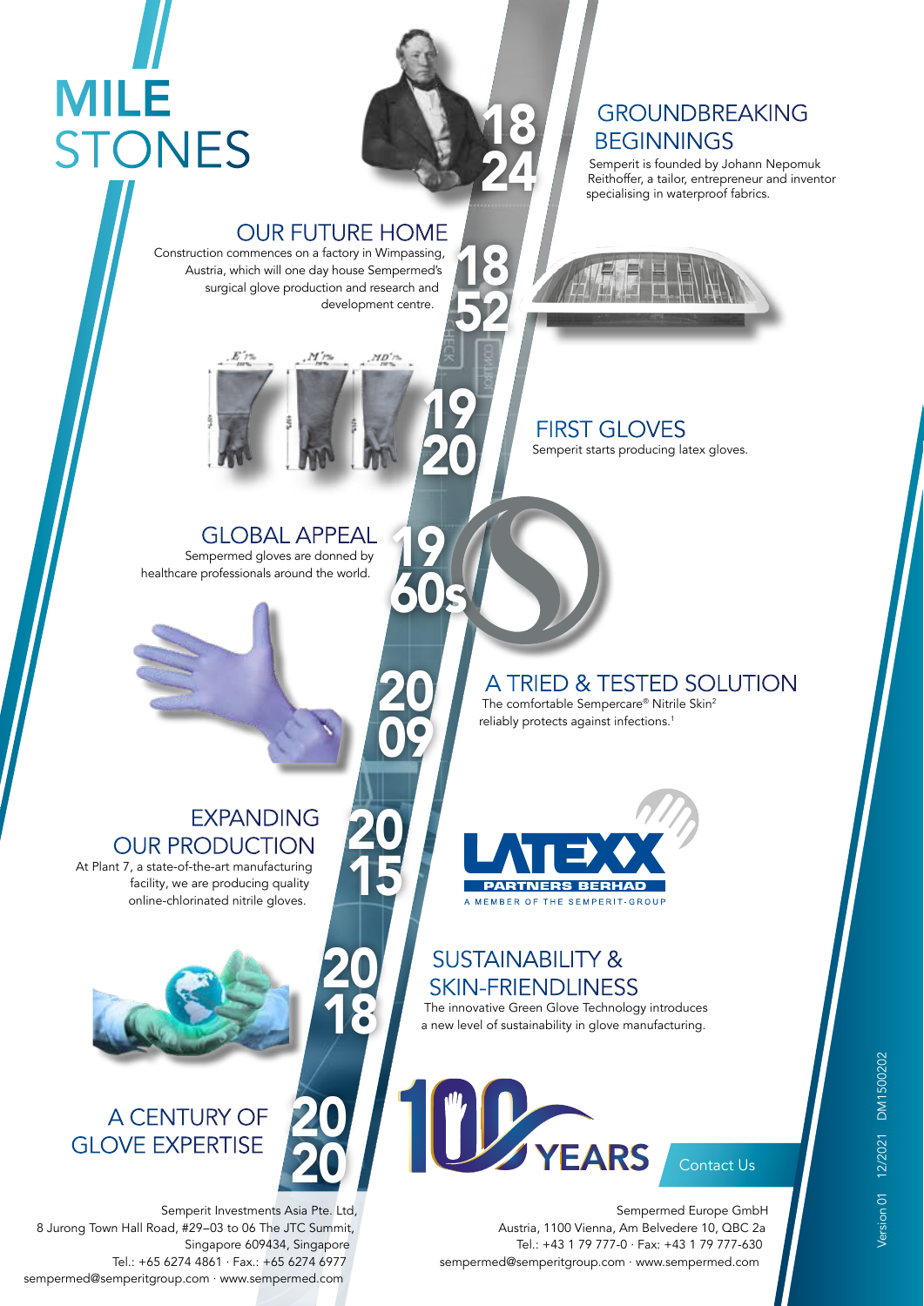# MILESTONES

## 1824 — GROUNDBREAKING BEGINNINGS

Semperit is founded by Johann Nepomuk Reithoffer, a tailor, entrepreneur and inventor specialising in waterproof fabrics.

## 1852 — OUR FUTURE HOME

Construction commences on a factory in Wimpassing, Austria, which will one day house Sempermed's surgical glove production and research and development centre.

## 1920 — FIRST GLOVES

Semperit starts producing latex gloves.

## 1960s — GLOBAL APPEAL

Sempermed gloves are donned by healthcare professionals around the world.

## 2009 — A TRIED & TESTED SOLUTION

The comfortable Sempercare® Nitrile Skin[2] reliably protects against infections.[1]

## 2015 — EXPANDING OUR PRODUCTION

At Plant 7, a state-of-the-art manufacturing facility, we are producing quality online-chlorinated nitrile gloves.

LATEXX PARTNERS BERHAD — A MEMBER OF THE SEMPERIT-GROUP

## 2018 — SUSTAINABILITY & SKIN-FRIENDLINESS

The innovative Green Glove Technology introduces a new level of sustainability in glove manufacturing.

## 2020 — A CENTURY OF GLOVE EXPERTISE

100 YEARS

Contact Us

Semperit Investments Asia Pte. Ltd,
8 Jurong Town Hall Road, #29–03 to 06 The JTC Summit,
Singapore 609434, Singapore
Tel.: +65 6274 4861 · Fax.: +65 6274 6977
sempermed@semperitgroup.com · www.sempermed.com

Sempermed Europe GmbH
Austria, 1100 Vienna, Am Belvedere 10, QBC 2a
Tel.: +43 1 79 777-0 · Fax: +43 1 79 777-630
sempermed@semperitgroup.com · www.sempermed.com

Version 01 12/2021 DM1500202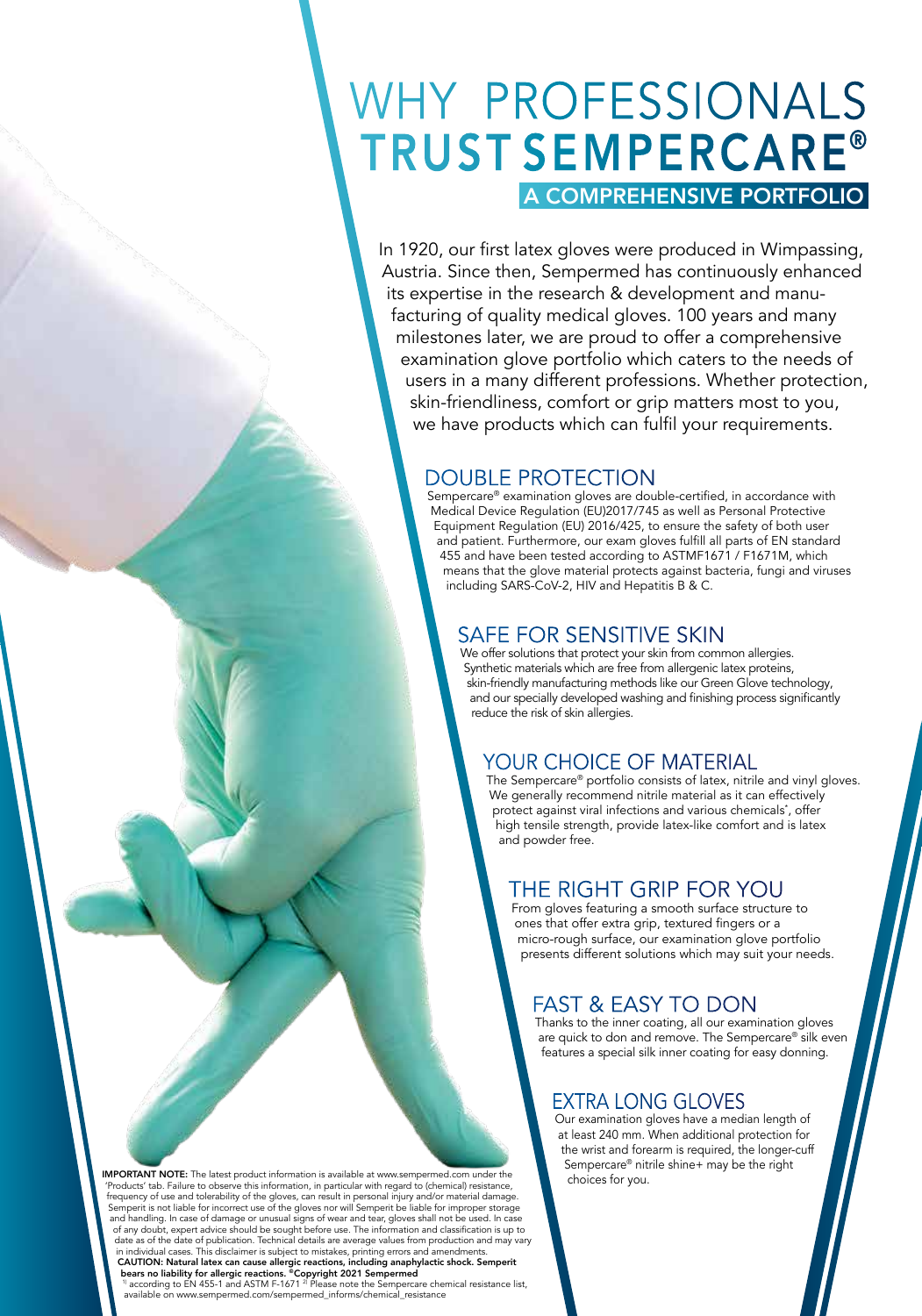# WHY PROFESSIONALS TRUST SEMPERCARE®

## A COMPREHENSIVE PORTFOLIO

In 1920, our first latex gloves were produced in Wimpassing, Austria. Since then, Sempermed has continuously enhanced its expertise in the research & development and manufacturing of quality medical gloves. 100 years and many milestones later, we are proud to offer a comprehensive examination glove portfolio which caters to the needs of users in a many different professions. Whether protection, skin-friendliness, comfort or grip matters most to you, we have products which can fulfil your requirements.

### DOUBLE PROTECTION

Sempercare® examination gloves are double-certified, in accordance with Medical Device Regulation (EU)2017/745 as well as Personal Protective Equipment Regulation (EU) 2016/425, to ensure the safety of both user and patient. Furthermore, our exam gloves fulfill all parts of EN standard 455 and have been tested according to ASTMF1671 / F1671M, which means that the glove material protects against bacteria, fungi and viruses including SARS-CoV-2, HIV and Hepatitis B & C.

### SAFE FOR SENSITIVE SKIN

We offer solutions that protect your skin from common allergies. Synthetic materials which are free from allergenic latex proteins, skin-friendly manufacturing methods like our Green Glove technology, and our specially developed washing and finishing process significantly reduce the risk of skin allergies.

### YOUR CHOICE OF MATERIAL

The Sempercare® portfolio consists of latex, nitrile and vinyl gloves. We generally recommend nitrile material as it can effectively protect against viral infections and various chemicals*, offer high tensile strength, provide latex-like comfort and is latex and powder free.

### THE RIGHT GRIP FOR YOU

From gloves featuring a smooth surface structure to ones that offer extra grip, textured fingers or a micro-rough surface, our examination glove portfolio presents different solutions which may suit your needs.

### FAST & EASY TO DON

Thanks to the inner coating, all our examination gloves are quick to don and remove. The Sempercare® silk even features a special silk inner coating for easy donning.

### EXTRA LONG GLOVES

Our examination gloves have a median length of at least 240 mm. When additional protection for the wrist and forearm is required, the longer-cuff Sempercare® nitrile shine+ may be the right choices for you.

**IMPORTANT NOTE:** The latest product information is available at www.sempermed.com under the 'Products' tab. Failure to observe this information, in particular with regard to (chemical) resistance, frequency of use and tolerability of the gloves, can result in personal injury and/or material damage. Semperit is not liable for incorrect use of the gloves nor will Semperit be liable for improper storage and handling. In case of damage or unusual signs of wear and tear, gloves shall not be used. In case of any doubt, expert advice should be sought before use. The information and classification is up to date as of the date of publication. Technical details are average values from production and may vary in individual cases. This disclaimer is subject to mistakes, printing errors and amendments.
**CAUTION: Natural latex can cause allergic reactions, including anaphylactic shock. Semperit bears no liability for allergic reactions. ©Copyright 2021 Sempermed**
[1] according to EN 455-1 and ASTM F-1671 [2] Please note the Sempercare chemical resistance list, available on www.sempermed.com/sempermed_informs/chemical_resistance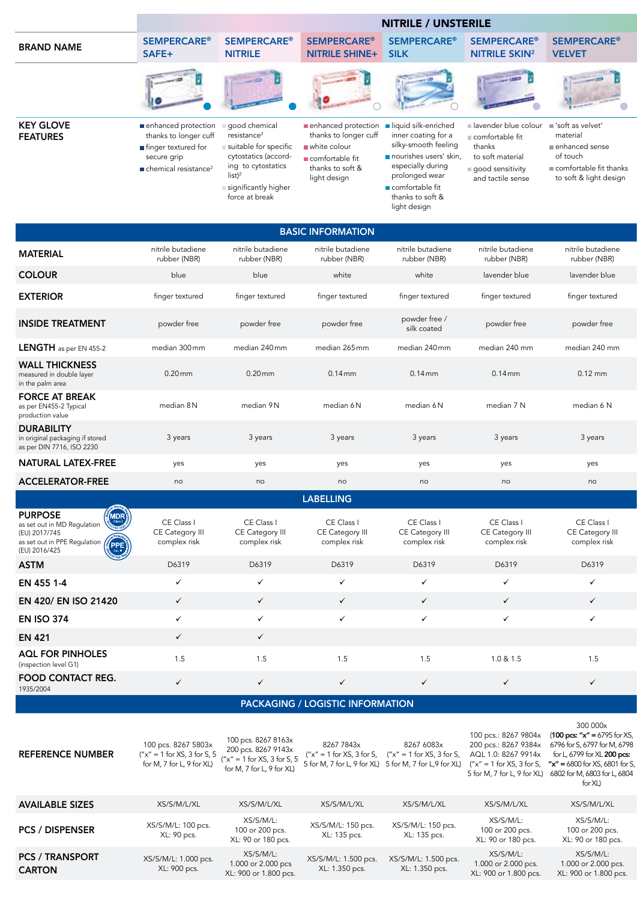| | NITRILE / UNSTERILE | | | | | |
|---|---|---|---|---|---|---|
| **BRAND NAME** | **SEMPERCARE® SAFE+** | **SEMPERCARE® NITRILE** | **SEMPERCARE® NITRILE SHINE+** | **SEMPERCARE® SILK** | **SEMPERCARE® NITRILE SKIN²** | **SEMPERCARE® VELVET** |
| **KEY GLOVE FEATURES** | enhanced protection thanks to longer cuff; finger textured for secure grip; chemical resistance² | good chemical resistance²; suitable for specific cytostatics (according to cytostatics list)²; significantly higher force at break | enhanced protection thanks to longer cuff; white colour; comfortable fit thanks to soft & light design | liquid silk-enriched inner coating for a silky-smooth feeling; nourishes users' skin, especially during prolonged wear; comfortable fit thanks to soft & light design | lavender blue colour; comfortable fit thanks to soft material; good sensitivity and tactile sense | 'soft as velvet' material; enhanced sense of touch; comfortable fit thanks to soft & light design |
| **BASIC INFORMATION** | | | | | | |
| **MATERIAL** | nitrile butadiene rubber (NBR) | nitrile butadiene rubber (NBR) | nitrile butadiene rubber (NBR) | nitrile butadiene rubber (NBR) | nitrile butadiene rubber (NBR) | nitrile butadiene rubber (NBR) |
| **COLOUR** | blue | blue | white | white | lavender blue | lavender blue |
| **EXTERIOR** | finger textured | finger textured | finger textured | finger textured | finger textured | finger textured |
| **INSIDE TREATMENT** | powder free | powder free | powder free | powder free / silk coated | powder free | powder free |
| **LENGTH** as per EN 455-2 | median 300 mm | median 240 mm | median 265 mm | median 240 mm | median 240 mm | median 240 mm |
| **WALL THICKNESS** measured in double layer in the palm area | 0.20 mm | 0.20 mm | 0.14 mm | 0.14 mm | 0.14 mm | 0.12 mm |
| **FORCE AT BREAK** as per EN455-2 Typical production value | median 8 N | median 9 N | median 6 N | median 6 N | median 7 N | median 6 N |
| **DURABILITY** in original packaging if stored as per DIN 7716, ISO 2230 | 3 years | 3 years | 3 years | 3 years | 3 years | 3 years |
| **NATURAL LATEX-FREE** | yes | yes | yes | yes | yes | yes |
| **ACCELERATOR-FREE** | no | no | no | no | no | no |
| **LABELLING** | | | | | | |
| **PURPOSE** as set out in MD Regulation (EU) 2017/745; as set out in PPE Regulation (EU) 2016/425 | CE Class I CE Category III complex risk | CE Class I CE Category III complex risk | CE Class I CE Category III complex risk | CE Class I CE Category III complex risk | CE Class I CE Category III complex risk | CE Class I CE Category III complex risk |
| **ASTM** | D6319 | D6319 | D6319 | D6319 | D6319 | D6319 |
| **EN 455 1-4** | ✓ | ✓ | ✓ | ✓ | ✓ | ✓ |
| **EN 420/ EN ISO 21420** | ✓ | ✓ | ✓ | ✓ | ✓ | ✓ |
| **EN ISO 374** | ✓ | ✓ | ✓ | ✓ | ✓ | ✓ |
| **EN 421** | ✓ | ✓ | | | | |
| **AQL FOR PINHOLES** (inspection level G1) | 1.5 | 1.5 | 1.5 | 1.5 | 1.0 & 1.5 | 1.5 |
| **FOOD CONTACT REG.** 1935/2004 | ✓ | ✓ | ✓ | ✓ | ✓ | ✓ |
| **PACKAGING / LOGISTIC INFORMATION** | | | | | | |
| **REFERENCE NUMBER** | 100 pcs. 8267 5803x ("x" = 1 for XS, 3 for S, 5 for M, 7 for L, 9 for XL) | 100 pcs. 8267 8163x 200 pcs. 8267 9143x ("x" = 1 for XS, 3 for S, 5 for M, 7 for L, 9 for XL) | 8267 7843x ("x" = 1 for XS, 3 for S, 5 for M, 7 for L, 9 for XL) | 8267 6083x ("x" = 1 for XS, 3 for S, 5 for M, 7 for L,9 for XL) | 100 pcs.: 8267 9804x 200 pcs.: 8267 9384x AQL 1.0: 8267 9914x ("x" = 1 for XS, 3 for S, 5 for M, 7 for L, 9 for XL) | 300 000x (**100 pcs: "x"** = 6795 for XS, 6796 for S, 6797 for M, 6798 for L, 6799 for XL **200 pcs: "x"** = 6800 for XS, 6801 for S, 6802 for M, 6803 for L, 6804 for XL) |
| **AVAILABLE SIZES** | XS/S/M/L/XL | XS/S/M/L/XL | XS/S/M/L/XL | XS/S/M/L/XL | XS/S/M/L/XL | XS/S/M/L/XL |
| **PCS / DISPENSER** | XS/S/M/L: 100 pcs. XL: 90 pcs. | XS/S/M/L: 100 or 200 pcs. XL: 90 or 180 pcs. | XS/S/M/L: 150 pcs. XL: 135 pcs. | XS/S/M/L: 150 pcs. XL: 135 pcs. | XS/S/M/L: 100 or 200 pcs. XL: 90 or 180 pcs. | XS/S/M/L: 100 or 200 pcs. XL: 90 or 180 pcs. |
| **PCS / TRANSPORT CARTON** | XS/S/M/L: 1.000 pcs. XL: 900 pcs. | XS/S/M/L: 1.000 or 2.000 pcs XL: 900 or 1.800 pcs. | XS/S/M/L: 1.500 pcs. XL: 1.350 pcs. | XS/S/M/L: 1.500 pcs. XL: 1.350 pcs. | XS/S/M/L: 1.000 or 2.000 pcs. XL: 900 or 1.800 pcs. | XS/S/M/L: 1.000 or 2.000 pcs. XL: 900 or 1.800 pcs. |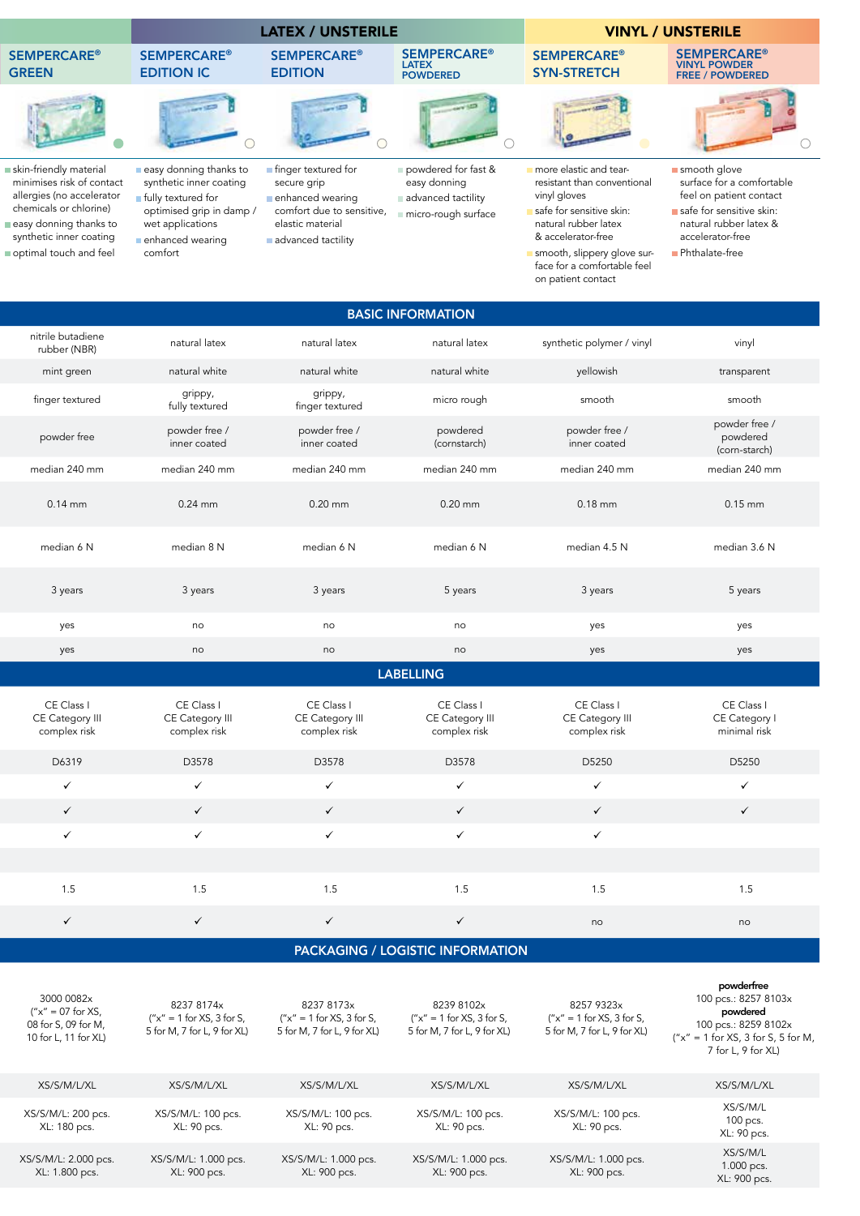| | LATEX / UNSTERILE | | | VINYL / UNSTERILE | |
|---|---|---|---|---|---|
| SEMPERCARE® GREEN | SEMPERCARE® EDITION IC | SEMPERCARE® EDITION | SEMPERCARE® LATEX POWDERED | SEMPERCARE® SYN-STRETCH | SEMPERCARE® VINYL POWDER FREE / POWDERED |
| skin-friendly material minimises risk of contact allergies (no accelerator chemicals or chlorine); easy donning thanks to synthetic inner coating; optimal touch and feel | easy donning thanks to synthetic inner coating; fully textured for optimised grip in damp / wet applications; enhanced wearing comfort | finger textured for secure grip; enhanced wearing comfort due to sensitive, elastic material; advanced tactility | powdered for fast & easy donning; advanced tactility; micro-rough surface | more elastic and tear-resistant than conventional vinyl gloves; safe for sensitive skin: natural rubber latex & accelerator-free; smooth, slippery glove surface for a comfortable feel on patient contact | smooth glove surface for a comfortable feel on patient contact; safe for sensitive skin: natural rubber latex & accelerator-free; Phthalate-free |
| **BASIC INFORMATION** | | | | | |
| nitrile butadiene rubber (NBR) | natural latex | natural latex | natural latex | synthetic polymer / vinyl | vinyl |
| mint green | natural white | natural white | natural white | yellowish | transparent |
| finger textured | grippy, fully textured | grippy, finger textured | micro rough | smooth | smooth |
| powder free | powder free / inner coated | powder free / inner coated | powdered (cornstarch) | powder free / inner coated | powder free / powdered (corn-starch) |
| median 240 mm | median 240 mm | median 240 mm | median 240 mm | median 240 mm | median 240 mm |
| 0.14 mm | 0.24 mm | 0.20 mm | 0.20 mm | 0.18 mm | 0.15 mm |
| median 6 N | median 8 N | median 6 N | median 6 N | median 4.5 N | median 3.6 N |
| 3 years | 3 years | 3 years | 5 years | 3 years | 5 years |
| yes | no | no | no | yes | yes |
| yes | no | no | no | yes | yes |
| **LABELLING** | | | | | |
| CE Class I CE Category III complex risk | CE Class I CE Category III complex risk | CE Class I CE Category III complex risk | CE Class I CE Category III complex risk | CE Class I CE Category III complex risk | CE Class I CE Category I minimal risk |
| D6319 | D3578 | D3578 | D3578 | D5250 | D5250 |
| ✓ | ✓ | ✓ | ✓ | ✓ | ✓ |
| ✓ | ✓ | ✓ | ✓ | ✓ | ✓ |
| ✓ | ✓ | ✓ | ✓ | ✓ | |
| | | | | | |
| 1.5 | 1.5 | 1.5 | 1.5 | 1.5 | 1.5 |
| ✓ | ✓ | ✓ | ✓ | no | no |
| **PACKAGING / LOGISTIC INFORMATION** | | | | | |
| 3000 0082x ("x" = 07 for XS, 08 for S, 09 for M, 10 for L, 11 for XL) | 8237 8174x ("x" = 1 for XS, 3 for S, 5 for M, 7 for L, 9 for XL) | 8237 8173x ("x" = 1 for XS, 3 for S, 5 for M, 7 for L, 9 for XL) | 8239 8102x ("x" = 1 for XS, 3 for S, 5 for M, 7 for L, 9 for XL) | 8257 9323x ("x" = 1 for XS, 3 for S, 5 for M, 7 for L, 9 for XL) | **powderfree** 100 pcs.: 8257 8103x **powdered** 100 pcs.: 8259 8102x ("x" = 1 for XS, 3 for S, 5 for M, 7 for L, 9 for XL) |
| XS/S/M/L/XL | XS/S/M/L/XL | XS/S/M/L/XL | XS/S/M/L/XL | XS/S/M/L/XL | XS/S/M/L/XL |
| XS/S/M/L: 200 pcs. XL: 180 pcs. | XS/S/M/L: 100 pcs. XL: 90 pcs. | XS/S/M/L: 100 pcs. XL: 90 pcs. | XS/S/M/L: 100 pcs. XL: 90 pcs. | XS/S/M/L: 100 pcs. XL: 90 pcs. | XS/S/M/L 100 pcs. XL: 90 pcs. |
| XS/S/M/L: 2.000 pcs. XL: 1.800 pcs. | XS/S/M/L: 1.000 pcs. XL: 900 pcs. | XS/S/M/L: 1.000 pcs. XL: 900 pcs. | XS/S/M/L: 1.000 pcs. XL: 900 pcs. | XS/S/M/L: 1.000 pcs. XL: 900 pcs. | XS/S/M/L 1.000 pcs. XL: 900 pcs. |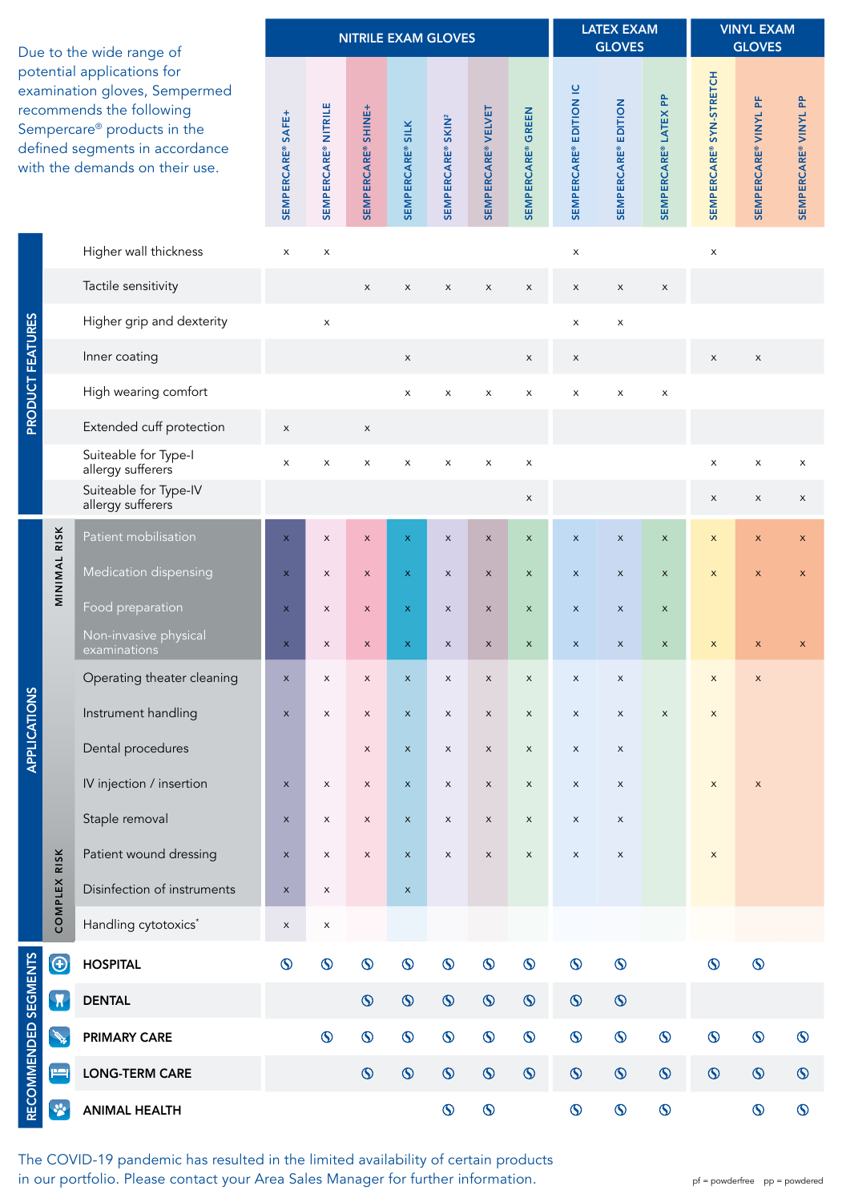Due to the wide range of potential applications for examination gloves, Sempermed recommends the following Sempercare® products in the defined segments in accordance with the demands on their use.

| | | NITRILE EXAM GLOVES | | | | | | | LATEX EXAM GLOVES | | | VINYL EXAM GLOVES | | |
|---|---|---|---|---|---|---|---|---|---|---|---|---|---|---|
| | | SEMPERCARE® SAFE+ | SEMPERCARE® NITRILE | SEMPERCARE® SHINE+ | SEMPERCARE® SILK | SEMPERCARE® SKIN² | SEMPERCARE® VELVET | SEMPERCARE® GREEN | SEMPERCARE® EDITION IC | SEMPERCARE® EDITION | SEMPERCARE® LATEX PP | SEMPERCARE® SYN-STRETCH | SEMPERCARE® VINYL PF | SEMPERCARE® VINYL PP |
| PRODUCT FEATURES | Higher wall thickness | x | x | | | | | | x | | | x | | |
| | Tactile sensitivity | | | x | x | x | x | x | x | x | x | | | |
| | Higher grip and dexterity | | x | | | | | | x | x | | | | |
| | Inner coating | | | | x | | | x | x | | | x | x | |
| | High wearing comfort | | | | x | x | x | x | x | x | x | | | |
| | Extended cuff protection | x | | x | | | | | | | | | | |
| | Suiteable for Type-I allergy sufferers | x | x | x | x | x | x | x | | | | x | x | x |
| | Suiteable for Type-IV allergy sufferers | | | | | | | x | | | | x | x | x |
| APPLICATIONS – MINIMAL RISK | Patient mobilisation | x | x | x | x | x | x | x | x | x | x | x | x | x |
| | Medication dispensing | x | x | x | x | x | x | x | x | x | x | x | x | x |
| | Food preparation | x | x | x | x | x | x | x | x | x | x | | | |
| | Non-invasive physical examinations | x | x | x | x | x | x | x | x | x | x | x | x | x |
| APPLICATIONS – COMPLEX RISK | Operating theater cleaning | x | x | x | x | x | x | x | x | x | | x | x | |
| | Instrument handling | x | x | x | x | x | x | x | x | x | x | x | | |
| | Dental procedures | | | x | x | x | x | x | x | x | | | | |
| | IV injection / insertion | x | x | x | x | x | x | x | x | x | | x | x | |
| | Staple removal | x | x | x | x | x | x | x | x | x | | | | |
| | Patient wound dressing | x | x | x | x | x | x | x | x | x | | x | | |
| | Disinfection of instruments | x | x | | x | | | | | | | | | |
| | Handling cytotoxics* | x | x | | | | | | | | | | | |
| RECOMMENDED SEGMENTS | HOSPITAL | ✓ | ✓ | ✓ | ✓ | ✓ | ✓ | ✓ | ✓ | ✓ | | ✓ | ✓ | |
| | DENTAL | | | ✓ | ✓ | ✓ | ✓ | ✓ | ✓ | ✓ | | | | |
| | PRIMARY CARE | | ✓ | ✓ | ✓ | ✓ | ✓ | ✓ | ✓ | ✓ | ✓ | ✓ | ✓ | ✓ |
| | LONG-TERM CARE | | | ✓ | ✓ | ✓ | ✓ | ✓ | ✓ | ✓ | ✓ | ✓ | ✓ | ✓ |
| | ANIMAL HEALTH | | | | | ✓ | ✓ | | ✓ | ✓ | ✓ | | ✓ | ✓ |

The COVID-19 pandemic has resulted in the limited availability of certain products in our portfolio. Please contact your Area Sales Manager for further information.

pf = powderfree pp = powdered